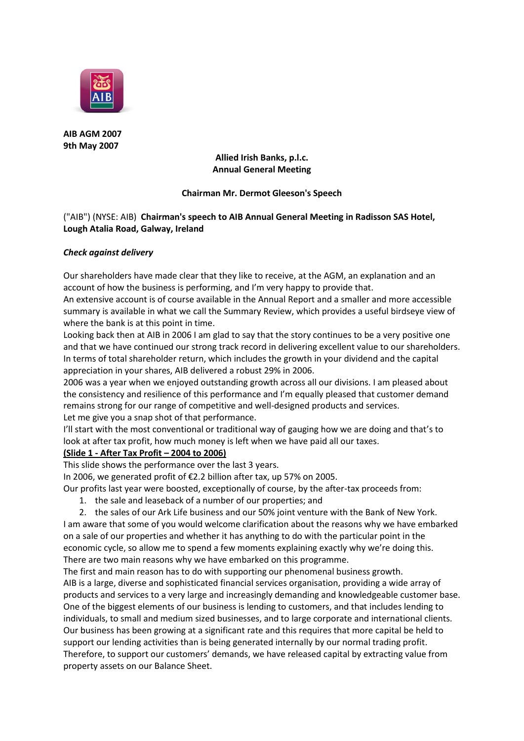**AIB AGM 2007**
**9th May 2007**

**Allied Irish Banks, p.l.c.**
**Annual General Meeting**

**Chairman Mr. Dermot Gleeson's Speech**

("AIB") (NYSE: AIB) **Chairman's speech to AIB Annual General Meeting in Radisson SAS Hotel, Lough Atalia Road, Galway, Ireland**

***Check against delivery***

Our shareholders have made clear that they like to receive, at the AGM, an explanation and an account of how the business is performing, and I'm very happy to provide that.

An extensive account is of course available in the Annual Report and a smaller and more accessible summary is available in what we call the Summary Review, which provides a useful birdseye view of where the bank is at this point in time.

Looking back then at AIB in 2006 I am glad to say that the story continues to be a very positive one and that we have continued our strong track record in delivering excellent value to our shareholders. In terms of total shareholder return, which includes the growth in your dividend and the capital appreciation in your shares, AIB delivered a robust 29% in 2006.

2006 was a year when we enjoyed outstanding growth across all our divisions. I am pleased about the consistency and resilience of this performance and I'm equally pleased that customer demand remains strong for our range of competitive and well-designed products and services.

Let me give you a snap shot of that performance.

I'll start with the most conventional or traditional way of gauging how we are doing and that's to look at after tax profit, how much money is left when we have paid all our taxes.

**(Slide 1 - After Tax Profit – 2004 to 2006)**

This slide shows the performance over the last 3 years.

In 2006, we generated profit of €2.2 billion after tax, up 57% on 2005.

Our profits last year were boosted, exceptionally of course, by the after-tax proceeds from:

1. the sale and leaseback of a number of our properties; and
2. the sales of our Ark Life business and our 50% joint venture with the Bank of New York.

I am aware that some of you would welcome clarification about the reasons why we have embarked on a sale of our properties and whether it has anything to do with the particular point in the economic cycle, so allow me to spend a few moments explaining exactly why we're doing this.

There are two main reasons why we have embarked on this programme.

The first and main reason has to do with supporting our phenomenal business growth.

AIB is a large, diverse and sophisticated financial services organisation, providing a wide array of products and services to a very large and increasingly demanding and knowledgeable customer base. One of the biggest elements of our business is lending to customers, and that includes lending to individuals, to small and medium sized businesses, and to large corporate and international clients. Our business has been growing at a significant rate and this requires that more capital be held to support our lending activities than is being generated internally by our normal trading profit. Therefore, to support our customers' demands, we have released capital by extracting value from property assets on our Balance Sheet.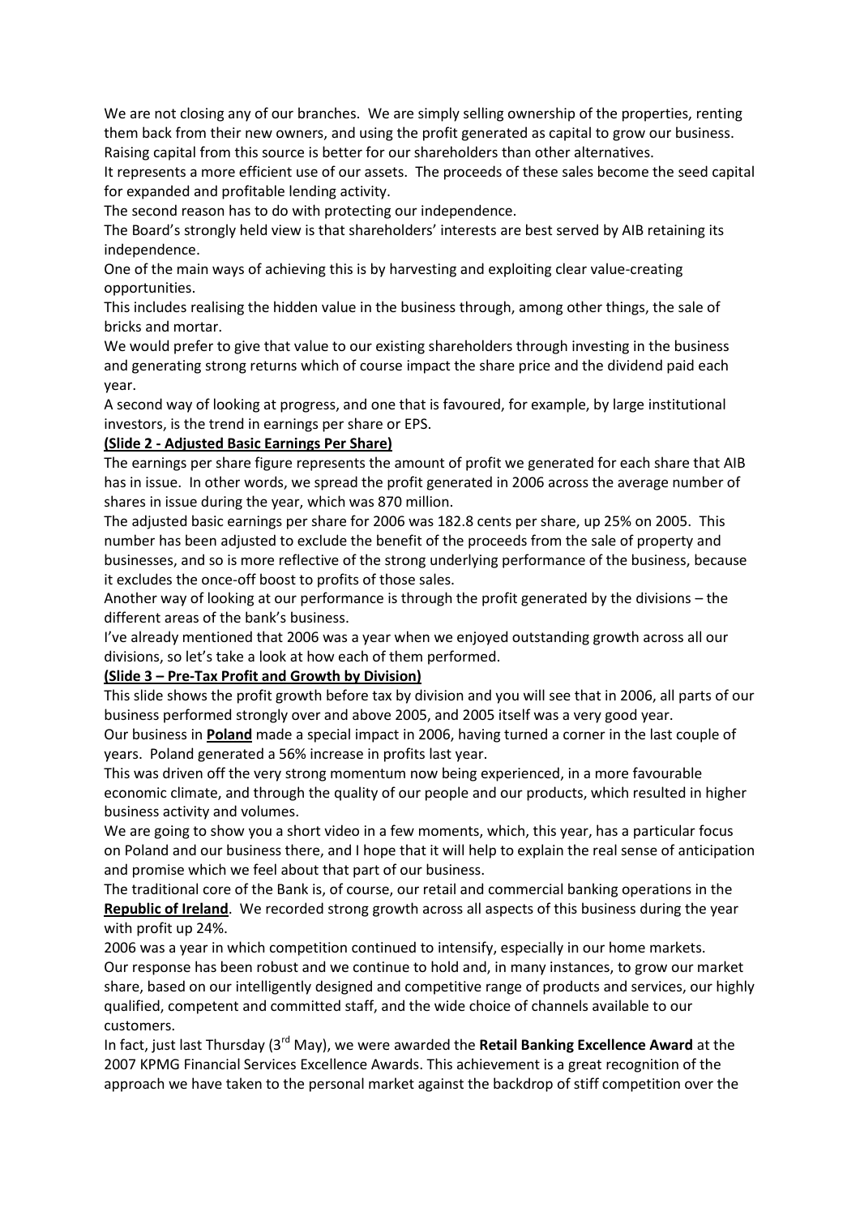We are not closing any of our branches. We are simply selling ownership of the properties, renting them back from their new owners, and using the profit generated as capital to grow our business. Raising capital from this source is better for our shareholders than other alternatives.

It represents a more efficient use of our assets. The proceeds of these sales become the seed capital for expanded and profitable lending activity.

The second reason has to do with protecting our independence.

The Board's strongly held view is that shareholders' interests are best served by AIB retaining its independence.

One of the main ways of achieving this is by harvesting and exploiting clear value-creating opportunities.

This includes realising the hidden value in the business through, among other things, the sale of bricks and mortar.

We would prefer to give that value to our existing shareholders through investing in the business and generating strong returns which of course impact the share price and the dividend paid each year.

A second way of looking at progress, and one that is favoured, for example, by large institutional investors, is the trend in earnings per share or EPS.

**(Slide 2 - Adjusted Basic Earnings Per Share)**

The earnings per share figure represents the amount of profit we generated for each share that AIB has in issue. In other words, we spread the profit generated in 2006 across the average number of shares in issue during the year, which was 870 million.

The adjusted basic earnings per share for 2006 was 182.8 cents per share, up 25% on 2005. This number has been adjusted to exclude the benefit of the proceeds from the sale of property and businesses, and so is more reflective of the strong underlying performance of the business, because it excludes the once-off boost to profits of those sales.

Another way of looking at our performance is through the profit generated by the divisions – the different areas of the bank's business.

I've already mentioned that 2006 was a year when we enjoyed outstanding growth across all our divisions, so let's take a look at how each of them performed.

**(Slide 3 – Pre-Tax Profit and Growth by Division)**

This slide shows the profit growth before tax by division and you will see that in 2006, all parts of our business performed strongly over and above 2005, and 2005 itself was a very good year.

Our business in **Poland** made a special impact in 2006, having turned a corner in the last couple of years. Poland generated a 56% increase in profits last year.

This was driven off the very strong momentum now being experienced, in a more favourable economic climate, and through the quality of our people and our products, which resulted in higher business activity and volumes.

We are going to show you a short video in a few moments, which, this year, has a particular focus on Poland and our business there, and I hope that it will help to explain the real sense of anticipation and promise which we feel about that part of our business.

The traditional core of the Bank is, of course, our retail and commercial banking operations in the **Republic of Ireland**. We recorded strong growth across all aspects of this business during the year with profit up 24%.

2006 was a year in which competition continued to intensify, especially in our home markets.

Our response has been robust and we continue to hold and, in many instances, to grow our market share, based on our intelligently designed and competitive range of products and services, our highly qualified, competent and committed staff, and the wide choice of channels available to our customers.

In fact, just last Thursday (3rd May), we were awarded the **Retail Banking Excellence Award** at the 2007 KPMG Financial Services Excellence Awards. This achievement is a great recognition of the approach we have taken to the personal market against the backdrop of stiff competition over the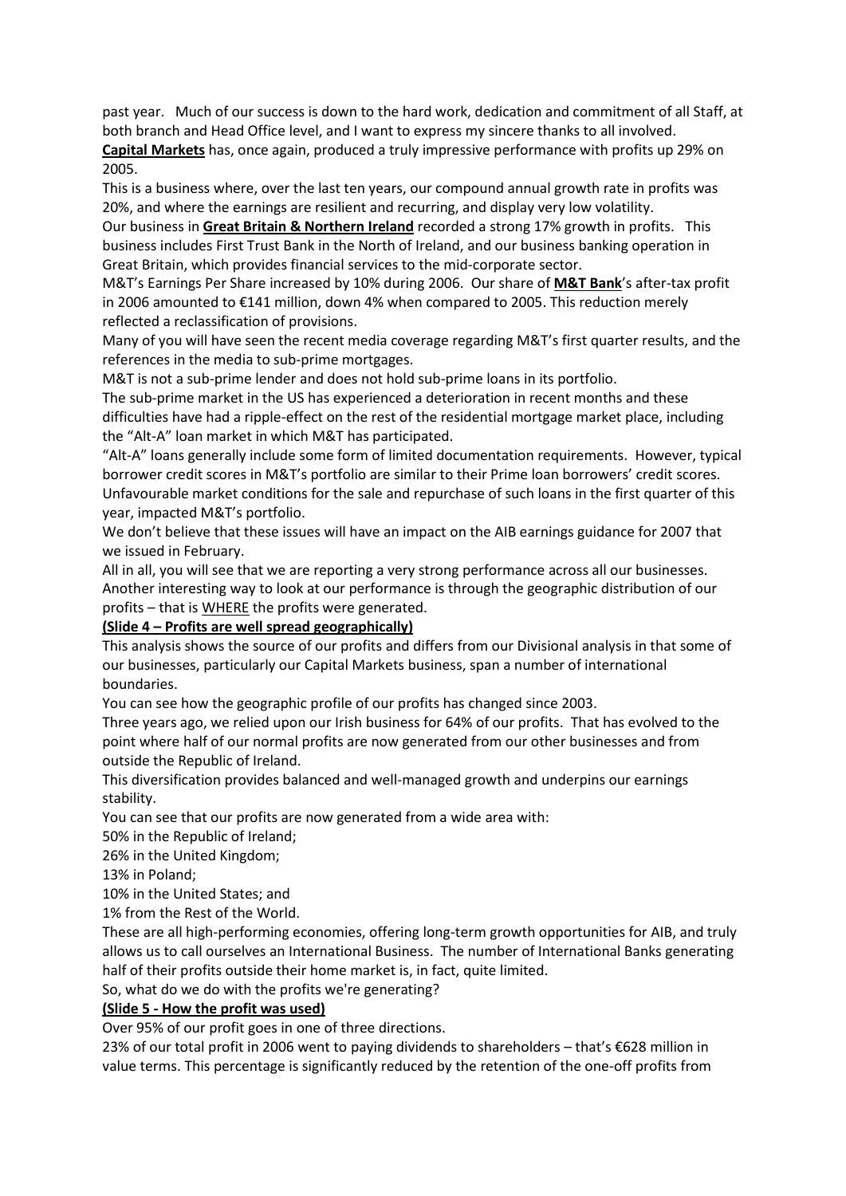past year. Much of our success is down to the hard work, dedication and commitment of all Staff, at both branch and Head Office level, and I want to express my sincere thanks to all involved.

**Capital Markets** has, once again, produced a truly impressive performance with profits up 29% on 2005.

This is a business where, over the last ten years, our compound annual growth rate in profits was 20%, and where the earnings are resilient and recurring, and display very low volatility.

Our business in **Great Britain & Northern Ireland** recorded a strong 17% growth in profits. This business includes First Trust Bank in the North of Ireland, and our business banking operation in Great Britain, which provides financial services to the mid-corporate sector.

M&T's Earnings Per Share increased by 10% during 2006. Our share of **M&T Bank**'s after-tax profit in 2006 amounted to €141 million, down 4% when compared to 2005. This reduction merely reflected a reclassification of provisions.

Many of you will have seen the recent media coverage regarding M&T's first quarter results, and the references in the media to sub-prime mortgages.

M&T is not a sub-prime lender and does not hold sub-prime loans in its portfolio.

The sub-prime market in the US has experienced a deterioration in recent months and these difficulties have had a ripple-effect on the rest of the residential mortgage market place, including the "Alt-A" loan market in which M&T has participated.

"Alt-A" loans generally include some form of limited documentation requirements. However, typical borrower credit scores in M&T's portfolio are similar to their Prime loan borrowers' credit scores. Unfavourable market conditions for the sale and repurchase of such loans in the first quarter of this year, impacted M&T's portfolio.

We don't believe that these issues will have an impact on the AIB earnings guidance for 2007 that we issued in February.

All in all, you will see that we are reporting a very strong performance across all our businesses.

Another interesting way to look at our performance is through the geographic distribution of our profits – that is WHERE the profits were generated.

**(Slide 4 – Profits are well spread geographically)**

This analysis shows the source of our profits and differs from our Divisional analysis in that some of our businesses, particularly our Capital Markets business, span a number of international boundaries.

You can see how the geographic profile of our profits has changed since 2003.

Three years ago, we relied upon our Irish business for 64% of our profits. That has evolved to the point where half of our normal profits are now generated from our other businesses and from outside the Republic of Ireland.

This diversification provides balanced and well-managed growth and underpins our earnings stability.

You can see that our profits are now generated from a wide area with:

50% in the Republic of Ireland;

26% in the United Kingdom;

13% in Poland;

10% in the United States; and

1% from the Rest of the World.

These are all high-performing economies, offering long-term growth opportunities for AIB, and truly allows us to call ourselves an International Business. The number of International Banks generating half of their profits outside their home market is, in fact, quite limited.

So, what do we do with the profits we're generating?

**(Slide 5 - How the profit was used)**

Over 95% of our profit goes in one of three directions.

23% of our total profit in 2006 went to paying dividends to shareholders – that's €628 million in value terms. This percentage is significantly reduced by the retention of the one-off profits from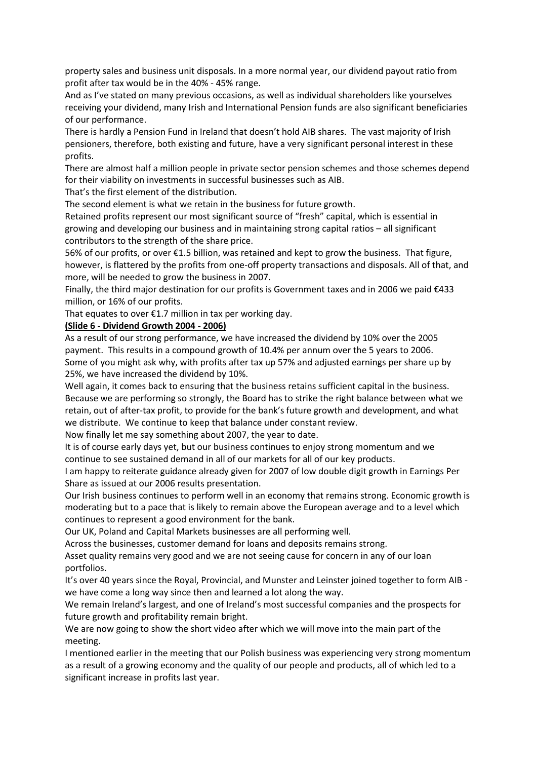property sales and business unit disposals. In a more normal year, our dividend payout ratio from profit after tax would be in the 40% - 45% range.

And as I've stated on many previous occasions, as well as individual shareholders like yourselves receiving your dividend, many Irish and International Pension funds are also significant beneficiaries of our performance.

There is hardly a Pension Fund in Ireland that doesn't hold AIB shares. The vast majority of Irish pensioners, therefore, both existing and future, have a very significant personal interest in these profits.

There are almost half a million people in private sector pension schemes and those schemes depend for their viability on investments in successful businesses such as AIB.

That's the first element of the distribution.

The second element is what we retain in the business for future growth.

Retained profits represent our most significant source of "fresh" capital, which is essential in growing and developing our business and in maintaining strong capital ratios – all significant contributors to the strength of the share price.

56% of our profits, or over €1.5 billion, was retained and kept to grow the business. That figure, however, is flattered by the profits from one-off property transactions and disposals. All of that, and more, will be needed to grow the business in 2007.

Finally, the third major destination for our profits is Government taxes and in 2006 we paid €433 million, or 16% of our profits.

That equates to over €1.7 million in tax per working day.

**(Slide 6 - Dividend Growth 2004 - 2006)**

As a result of our strong performance, we have increased the dividend by 10% over the 2005 payment. This results in a compound growth of 10.4% per annum over the 5 years to 2006.

Some of you might ask why, with profits after tax up 57% and adjusted earnings per share up by 25%, we have increased the dividend by 10%.

Well again, it comes back to ensuring that the business retains sufficient capital in the business. Because we are performing so strongly, the Board has to strike the right balance between what we retain, out of after-tax profit, to provide for the bank's future growth and development, and what we distribute. We continue to keep that balance under constant review.

Now finally let me say something about 2007, the year to date.

It is of course early days yet, but our business continues to enjoy strong momentum and we continue to see sustained demand in all of our markets for all of our key products.

I am happy to reiterate guidance already given for 2007 of low double digit growth in Earnings Per Share as issued at our 2006 results presentation.

Our Irish business continues to perform well in an economy that remains strong. Economic growth is moderating but to a pace that is likely to remain above the European average and to a level which continues to represent a good environment for the bank.

Our UK, Poland and Capital Markets businesses are all performing well.

Across the businesses, customer demand for loans and deposits remains strong.

Asset quality remains very good and we are not seeing cause for concern in any of our loan portfolios.

It's over 40 years since the Royal, Provincial, and Munster and Leinster joined together to form AIB - we have come a long way since then and learned a lot along the way.

We remain Ireland's largest, and one of Ireland's most successful companies and the prospects for future growth and profitability remain bright.

We are now going to show the short video after which we will move into the main part of the meeting.

I mentioned earlier in the meeting that our Polish business was experiencing very strong momentum as a result of a growing economy and the quality of our people and products, all of which led to a significant increase in profits last year.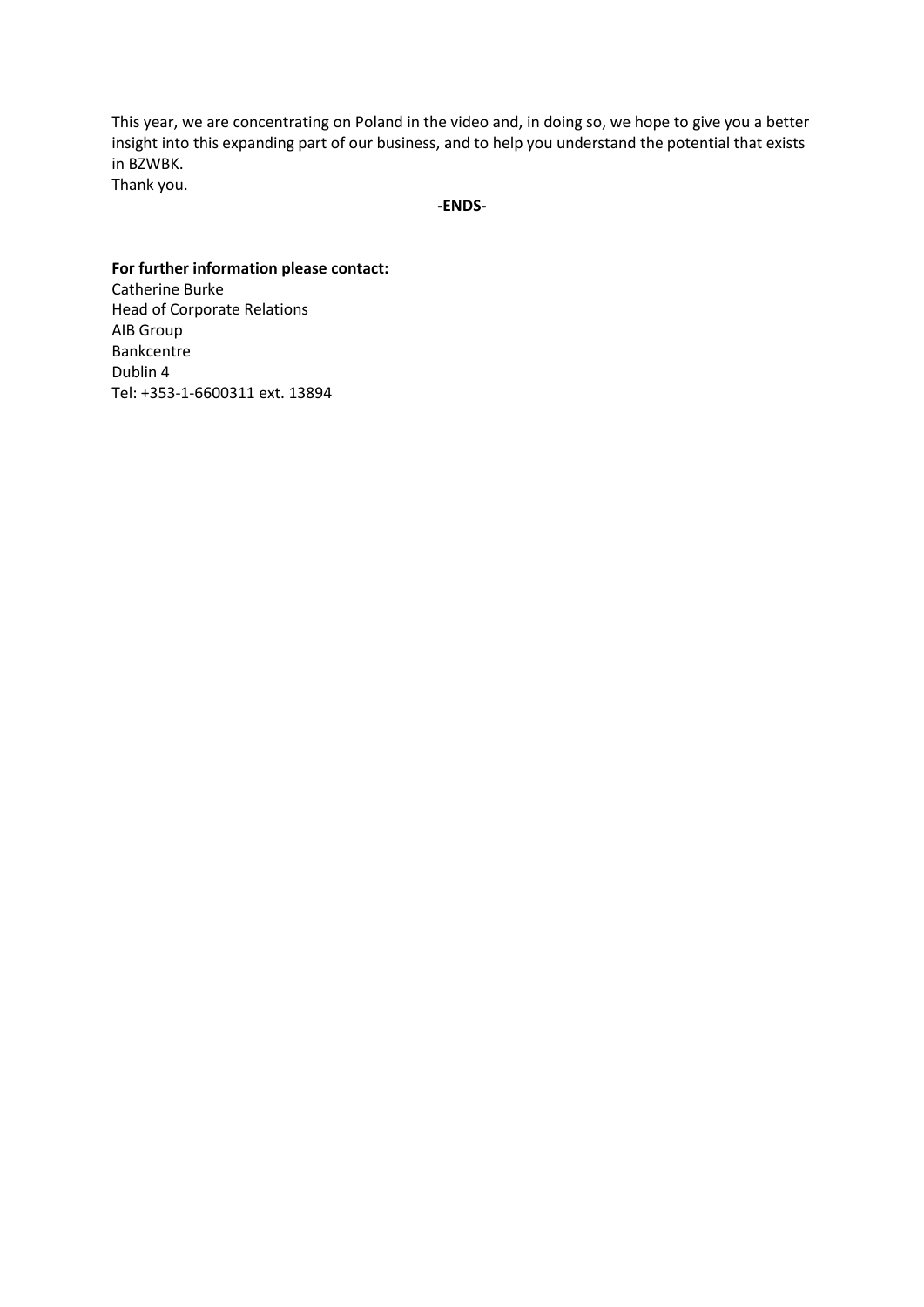This year, we are concentrating on Poland in the video and, in doing so, we hope to give you a better insight into this expanding part of our business, and to help you understand the potential that exists in BZWBK.

Thank you.

**-ENDS-**

**For further information please contact:**

Catherine Burke
Head of Corporate Relations
AIB Group
Bankcentre
Dublin 4
Tel: +353-1-6600311 ext. 13894